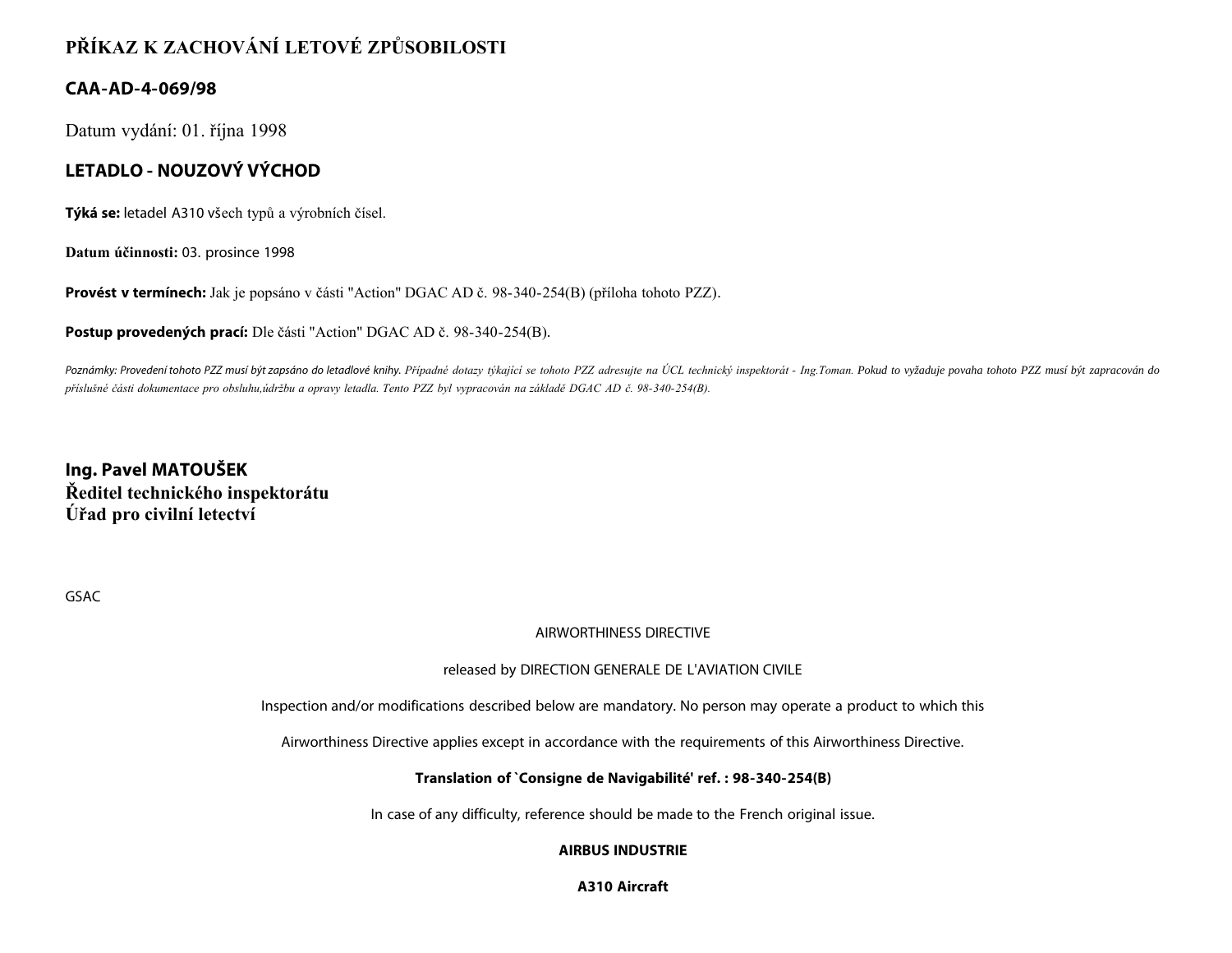# PŘÍKAZ K ZACHOVÁNÍ LETOVÉ ZPŮSOBILOSTI

## CAA-AD-4-069/98

Datum vydání: 01. října 1998

## LETADLO - NOUZOVÝ VÝCHOD

**Týká se:** letadel A310 všech typů a výrobních čísel.

**Datum účinnosti:** 03. prosince 1998

**Provést v termínech:** Jak je popsáno v části "Action" DGAC AD č. 98-340-254(B) (příloha tohoto PZZ).

**Postup provedených prací:** Dle části "Action" DGAC AD č. 98-340-254(B).

*Poznámky: Provedení tohoto PZZ musí být zapsáno do letadlové knihy. Případné dotazy týkající se tohoto PZZ adresujte na ÚCL technický inspektorát - Ing.Toman. Pokud to vyžaduje povaha tohoto PZZ musí být zapracován do příslušné části dokumentace pro obsluhu,údržbu a opravy letadla. Tento PZZ byl vypracován na základě DGAC AD č. 98-340-254(B).*

**Ing. Pavel MATOUŠEK**
**Ředitel technického inspektorátu**
**Úřad pro civilní letectví**

GSAC

AIRWORTHINESS DIRECTIVE

released by DIRECTION GENERALE DE L'AVIATION CIVILE

Inspection and/or modifications described below are mandatory. No person may operate a product to which this

Airworthiness Directive applies except in accordance with the requirements of this Airworthiness Directive.

**Translation of `Consigne de Navigabilité' ref. : 98-340-254(B)**

In case of any difficulty, reference should be made to the French original issue.

**AIRBUS INDUSTRIE**

**A310 Aircraft**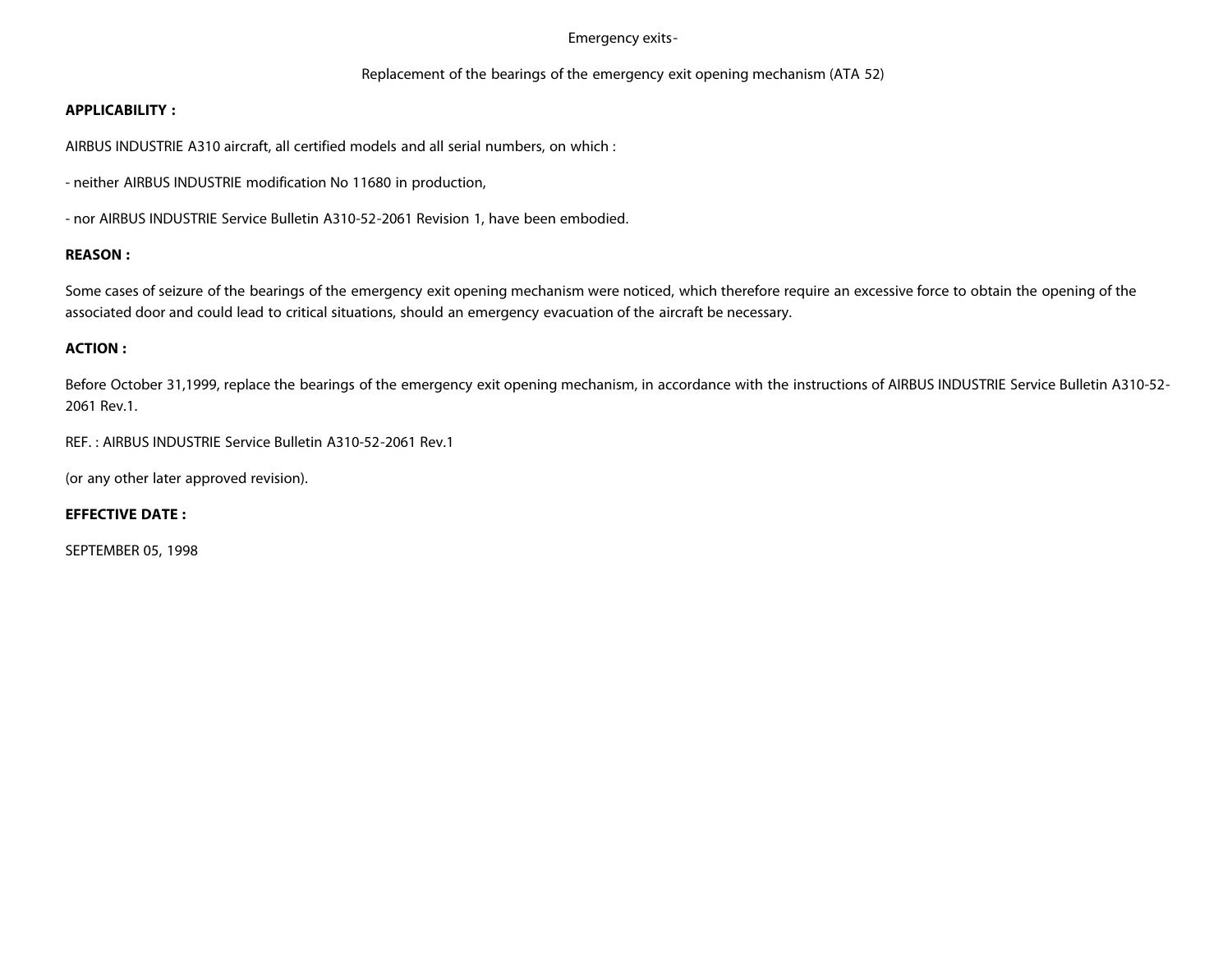Emergency exits-

Replacement of the bearings of the emergency exit opening mechanism (ATA 52)

**APPLICABILITY :**

AIRBUS INDUSTRIE A310 aircraft, all certified models and all serial numbers, on which :

- neither AIRBUS INDUSTRIE modification No 11680 in production,

- nor AIRBUS INDUSTRIE Service Bulletin A310-52-2061 Revision 1, have been embodied.

**REASON :**

Some cases of seizure of the bearings of the emergency exit opening mechanism were noticed, which therefore require an excessive force to obtain the opening of the associated door and could lead to critical situations, should an emergency evacuation of the aircraft be necessary.

**ACTION :**

Before October 31,1999, replace the bearings of the emergency exit opening mechanism, in accordance with the instructions of AIRBUS INDUSTRIE Service Bulletin A310-52-2061 Rev.1.

REF. : AIRBUS INDUSTRIE Service Bulletin A310-52-2061 Rev.1

(or any other later approved revision).

**EFFECTIVE DATE :**

SEPTEMBER 05, 1998